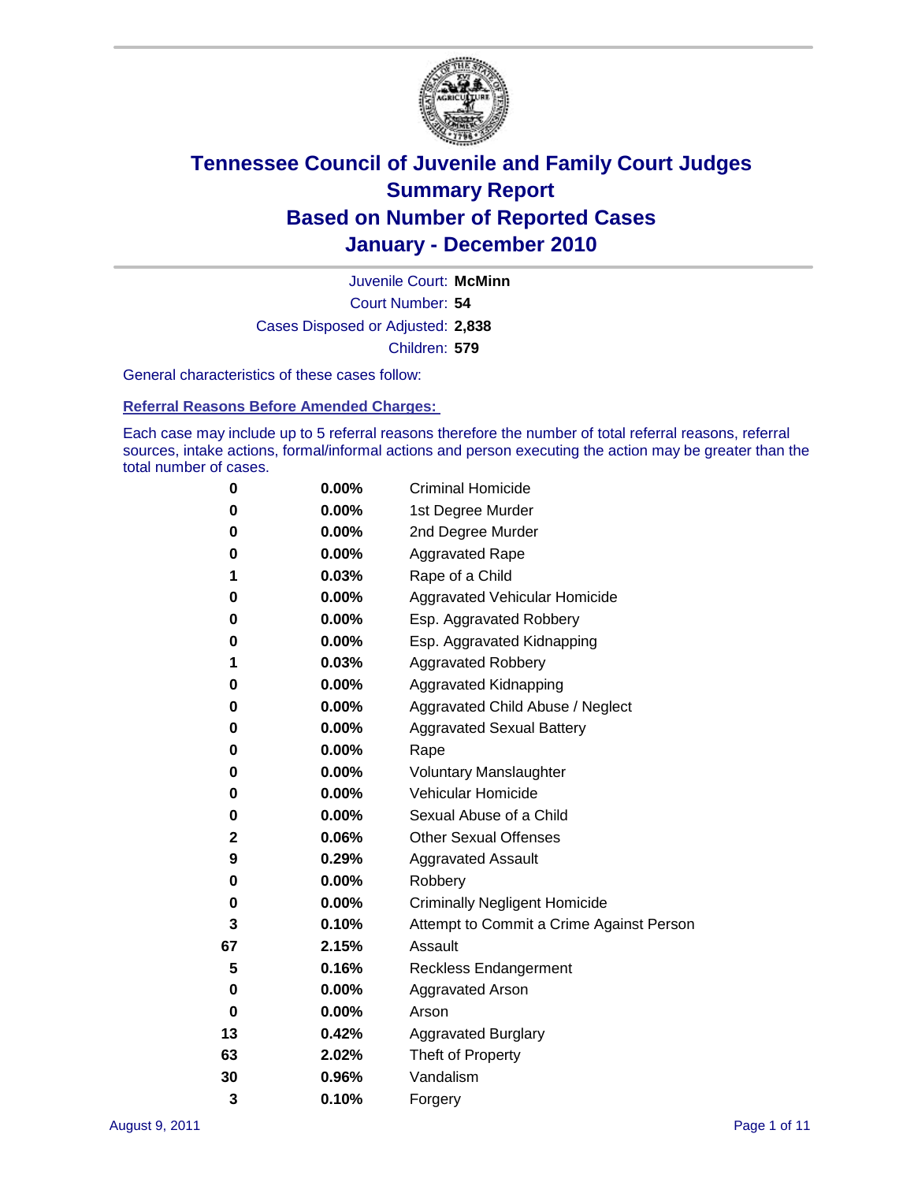# Tennessee Council of Juvenile and Family Court Judges
## Summary Report
## Based on Number of Reported Cases
## January - December 2010

Juvenile Court: **McMinn**

Court Number: **54**

Cases Disposed or Adjusted: **2,838**

Children: **579**

General characteristics of these cases follow:

### Referral Reasons Before Amended Charges:

Each case may include up to 5 referral reasons therefore the number of total referral reasons, referral sources, intake actions, formal/informal actions and person executing the action may be greater than the total number of cases.

| Count | Percent | Referral Reason |
|---|---|---|
| 0 | 0.00% | Criminal Homicide |
| 0 | 0.00% | 1st Degree Murder |
| 0 | 0.00% | 2nd Degree Murder |
| 0 | 0.00% | Aggravated Rape |
| 1 | 0.03% | Rape of a Child |
| 0 | 0.00% | Aggravated Vehicular Homicide |
| 0 | 0.00% | Esp. Aggravated Robbery |
| 0 | 0.00% | Esp. Aggravated Kidnapping |
| 1 | 0.03% | Aggravated Robbery |
| 0 | 0.00% | Aggravated Kidnapping |
| 0 | 0.00% | Aggravated Child Abuse / Neglect |
| 0 | 0.00% | Aggravated Sexual Battery |
| 0 | 0.00% | Rape |
| 0 | 0.00% | Voluntary Manslaughter |
| 0 | 0.00% | Vehicular Homicide |
| 0 | 0.00% | Sexual Abuse of a Child |
| 2 | 0.06% | Other Sexual Offenses |
| 9 | 0.29% | Aggravated Assault |
| 0 | 0.00% | Robbery |
| 0 | 0.00% | Criminally Negligent Homicide |
| 3 | 0.10% | Attempt to Commit a Crime Against Person |
| 67 | 2.15% | Assault |
| 5 | 0.16% | Reckless Endangerment |
| 0 | 0.00% | Aggravated Arson |
| 0 | 0.00% | Arson |
| 13 | 0.42% | Aggravated Burglary |
| 63 | 2.02% | Theft of Property |
| 30 | 0.96% | Vandalism |
| 3 | 0.10% | Forgery |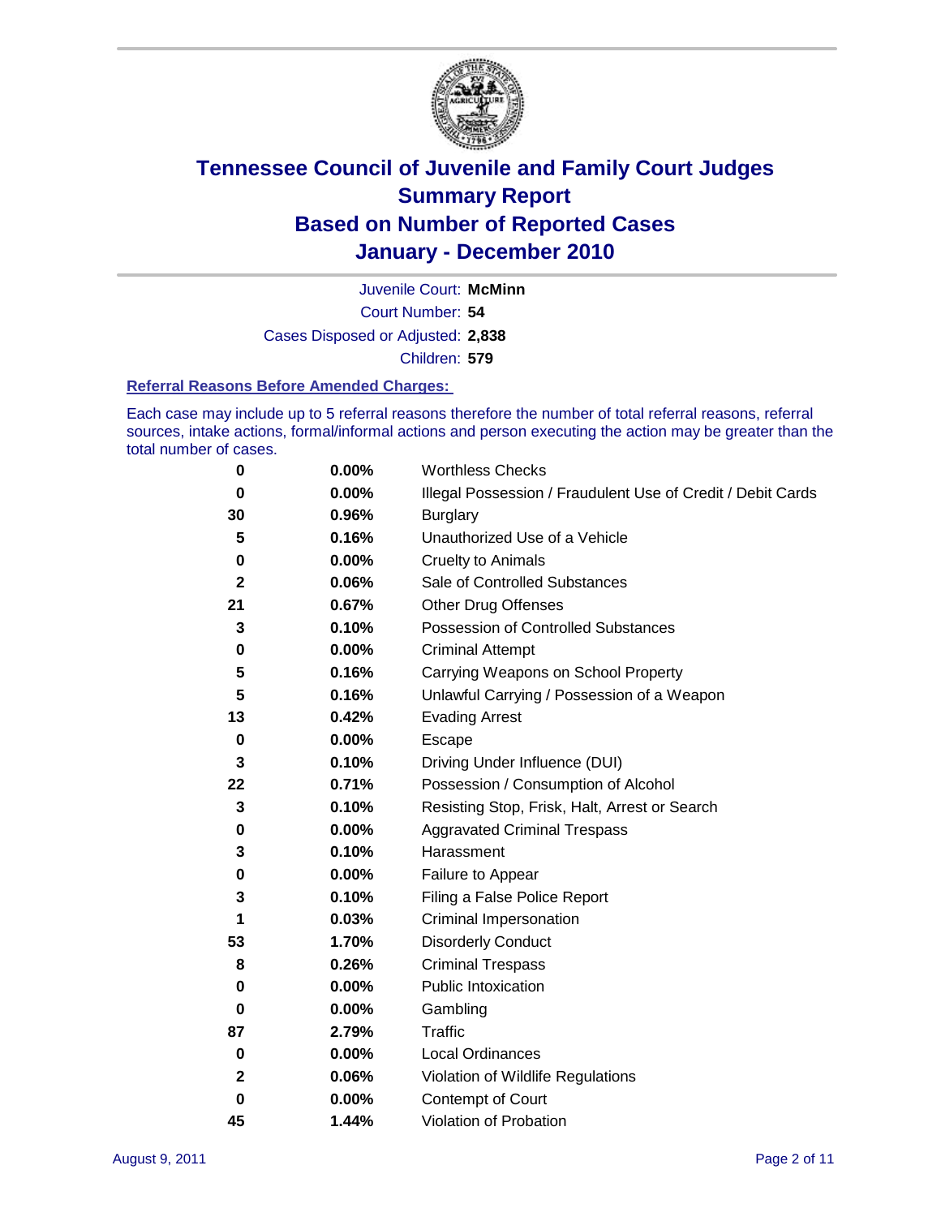# Tennessee Council of Juvenile and Family Court Judges
## Summary Report
## Based on Number of Reported Cases
## January - December 2010

Juvenile Court: **McMinn**
Court Number: **54**
Cases Disposed or Adjusted: **2,838**
Children: **579**

### Referral Reasons Before Amended Charges:

Each case may include up to 5 referral reasons therefore the number of total referral reasons, referral sources, intake actions, formal/informal actions and person executing the action may be greater than the total number of cases.

| | | |
|---|---|---|
| 0 | 0.00% | Worthless Checks |
| 0 | 0.00% | Illegal Possession / Fraudulent Use of Credit / Debit Cards |
| 30 | 0.96% | Burglary |
| 5 | 0.16% | Unauthorized Use of a Vehicle |
| 0 | 0.00% | Cruelty to Animals |
| 2 | 0.06% | Sale of Controlled Substances |
| 21 | 0.67% | Other Drug Offenses |
| 3 | 0.10% | Possession of Controlled Substances |
| 0 | 0.00% | Criminal Attempt |
| 5 | 0.16% | Carrying Weapons on School Property |
| 5 | 0.16% | Unlawful Carrying / Possession of a Weapon |
| 13 | 0.42% | Evading Arrest |
| 0 | 0.00% | Escape |
| 3 | 0.10% | Driving Under Influence (DUI) |
| 22 | 0.71% | Possession / Consumption of Alcohol |
| 3 | 0.10% | Resisting Stop, Frisk, Halt, Arrest or Search |
| 0 | 0.00% | Aggravated Criminal Trespass |
| 3 | 0.10% | Harassment |
| 0 | 0.00% | Failure to Appear |
| 3 | 0.10% | Filing a False Police Report |
| 1 | 0.03% | Criminal Impersonation |
| 53 | 1.70% | Disorderly Conduct |
| 8 | 0.26% | Criminal Trespass |
| 0 | 0.00% | Public Intoxication |
| 0 | 0.00% | Gambling |
| 87 | 2.79% | Traffic |
| 0 | 0.00% | Local Ordinances |
| 2 | 0.06% | Violation of Wildlife Regulations |
| 0 | 0.00% | Contempt of Court |
| 45 | 1.44% | Violation of Probation |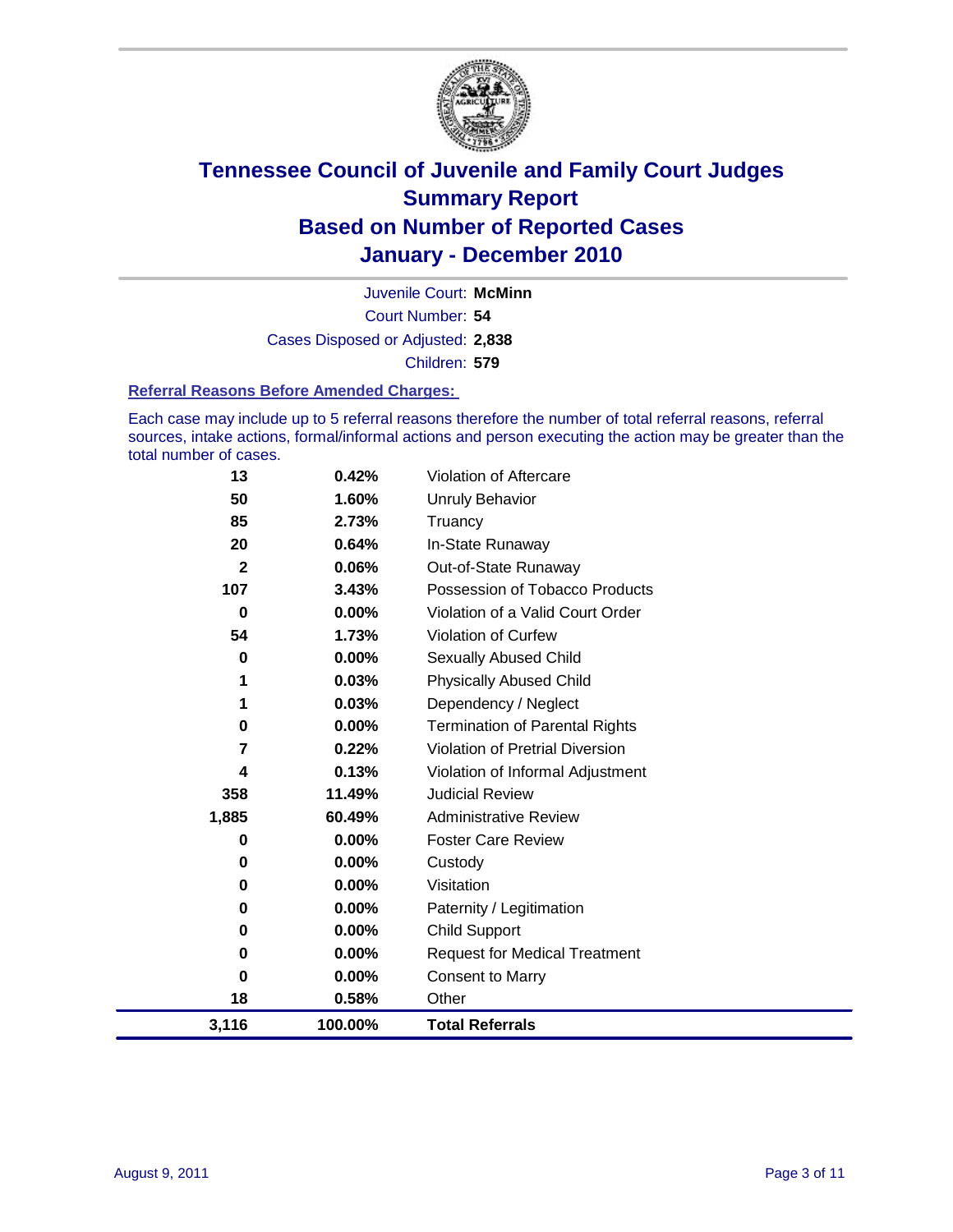# Tennessee Council of Juvenile and Family Court Judges
## Summary Report
## Based on Number of Reported Cases
## January - December 2010

Juvenile Court: **McMinn**

Court Number: **54**

Cases Disposed or Adjusted: **2,838**

Children: **579**

### Referral Reasons Before Amended Charges:

Each case may include up to 5 referral reasons therefore the number of total referral reasons, referral sources, intake actions, formal/informal actions and person executing the action may be greater than the total number of cases.

| Count | Percent | Referral Reason |
|---|---|---|
| 13 | 0.42% | Violation of Aftercare |
| 50 | 1.60% | Unruly Behavior |
| 85 | 2.73% | Truancy |
| 20 | 0.64% | In-State Runaway |
| 2 | 0.06% | Out-of-State Runaway |
| 107 | 3.43% | Possession of Tobacco Products |
| 0 | 0.00% | Violation of a Valid Court Order |
| 54 | 1.73% | Violation of Curfew |
| 0 | 0.00% | Sexually Abused Child |
| 1 | 0.03% | Physically Abused Child |
| 1 | 0.03% | Dependency / Neglect |
| 0 | 0.00% | Termination of Parental Rights |
| 7 | 0.22% | Violation of Pretrial Diversion |
| 4 | 0.13% | Violation of Informal Adjustment |
| 358 | 11.49% | Judicial Review |
| 1,885 | 60.49% | Administrative Review |
| 0 | 0.00% | Foster Care Review |
| 0 | 0.00% | Custody |
| 0 | 0.00% | Visitation |
| 0 | 0.00% | Paternity / Legitimation |
| 0 | 0.00% | Child Support |
| 0 | 0.00% | Request for Medical Treatment |
| 0 | 0.00% | Consent to Marry |
| 18 | 0.58% | Other |
| **3,116** | **100.00%** | **Total Referrals** |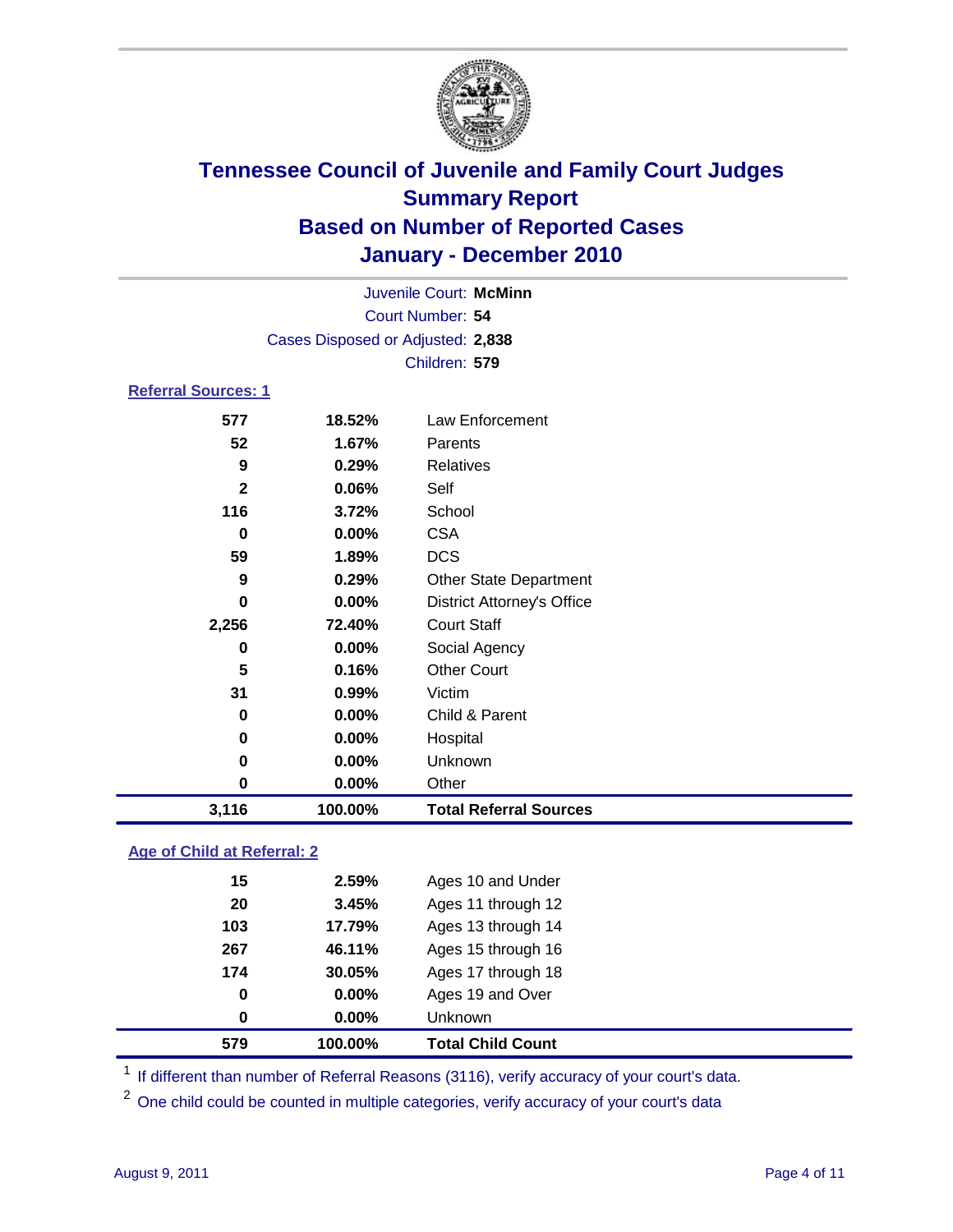# Tennessee Council of Juvenile and Family Court Judges
## Summary Report
## Based on Number of Reported Cases
## January - December 2010

Juvenile Court: **McMinn**

Court Number: **54**

Cases Disposed or Adjusted: **2,838**

Children: **579**

### Referral Sources: 1

| Count | Percent | Source |
|---|---|---|
| 577 | 18.52% | Law Enforcement |
| 52 | 1.67% | Parents |
| 9 | 0.29% | Relatives |
| 2 | 0.06% | Self |
| 116 | 3.72% | School |
| 0 | 0.00% | CSA |
| 59 | 1.89% | DCS |
| 9 | 0.29% | Other State Department |
| 0 | 0.00% | District Attorney's Office |
| 2,256 | 72.40% | Court Staff |
| 0 | 0.00% | Social Agency |
| 5 | 0.16% | Other Court |
| 31 | 0.99% | Victim |
| 0 | 0.00% | Child & Parent |
| 0 | 0.00% | Hospital |
| 0 | 0.00% | Unknown |
| 0 | 0.00% | Other |
| **3,116** | **100.00%** | **Total Referral Sources** |

### Age of Child at Referral: 2

| Count | Percent | Age |
|---|---|---|
| 15 | 2.59% | Ages 10 and Under |
| 20 | 3.45% | Ages 11 through 12 |
| 103 | 17.79% | Ages 13 through 14 |
| 267 | 46.11% | Ages 15 through 16 |
| 174 | 30.05% | Ages 17 through 18 |
| 0 | 0.00% | Ages 19 and Over |
| 0 | 0.00% | Unknown |
| **579** | **100.00%** | **Total Child Count** |

[1] If different than number of Referral Reasons (3116), verify accuracy of your court's data.

[2] One child could be counted in multiple categories, verify accuracy of your court's data

August 9, 2011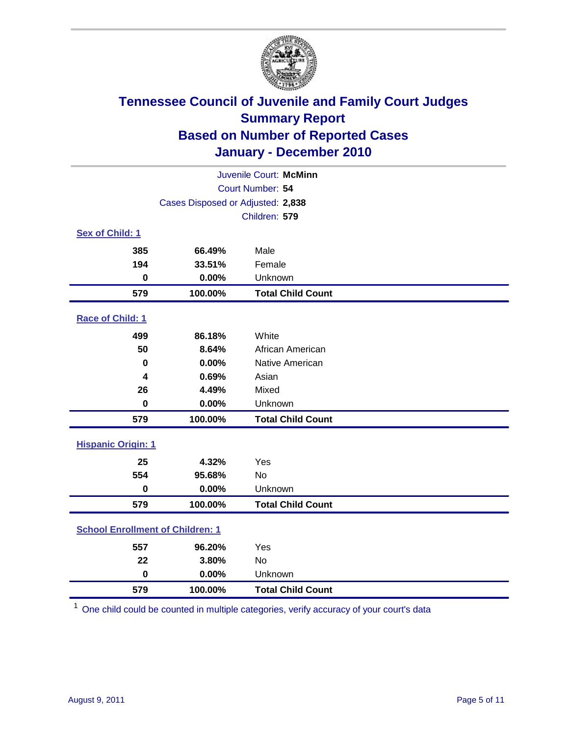# Tennessee Council of Juvenile and Family Court Judges
## Summary Report
## Based on Number of Reported Cases
## January - December 2010

Juvenile Court: **McMinn**
Court Number: **54**
Cases Disposed or Adjusted: **2,838**
Children: **579**

### Sex of Child: 1

| Count | Percent | Category |
|---|---|---|
| 385 | 66.49% | Male |
| 194 | 33.51% | Female |
| 0 | 0.00% | Unknown |
| **579** | **100.00%** | **Total Child Count** |

### Race of Child: 1

| Count | Percent | Category |
|---|---|---|
| 499 | 86.18% | White |
| 50 | 8.64% | African American |
| 0 | 0.00% | Native American |
| 4 | 0.69% | Asian |
| 26 | 4.49% | Mixed |
| 0 | 0.00% | Unknown |
| **579** | **100.00%** | **Total Child Count** |

### Hispanic Origin: 1

| Count | Percent | Category |
|---|---|---|
| 25 | 4.32% | Yes |
| 554 | 95.68% | No |
| 0 | 0.00% | Unknown |
| **579** | **100.00%** | **Total Child Count** |

### School Enrollment of Children: 1

| Count | Percent | Category |
|---|---|---|
| 557 | 96.20% | Yes |
| 22 | 3.80% | No |
| 0 | 0.00% | Unknown |
| **579** | **100.00%** | **Total Child Count** |

[1] One child could be counted in multiple categories, verify accuracy of your court's data

August 9, 2011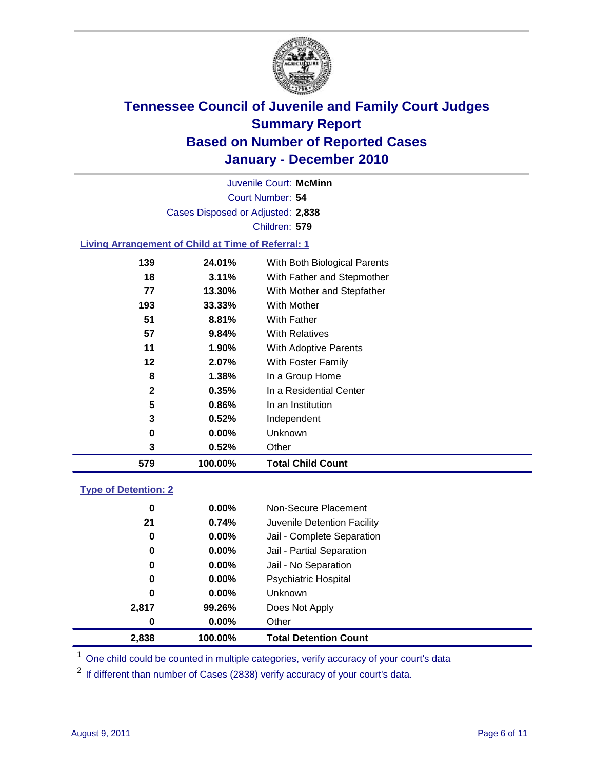# Tennessee Council of Juvenile and Family Court Judges
## Summary Report
## Based on Number of Reported Cases
## January - December 2010

Juvenile Court: **McMinn**
Court Number: **54**
Cases Disposed or Adjusted: **2,838**
Children: **579**

### Living Arrangement of Child at Time of Referral: 1

| Count | Percent | Category |
|---|---|---|
| 139 | 24.01% | With Both Biological Parents |
| 18 | 3.11% | With Father and Stepmother |
| 77 | 13.30% | With Mother and Stepfather |
| 193 | 33.33% | With Mother |
| 51 | 8.81% | With Father |
| 57 | 9.84% | With Relatives |
| 11 | 1.90% | With Adoptive Parents |
| 12 | 2.07% | With Foster Family |
| 8 | 1.38% | In a Group Home |
| 2 | 0.35% | In a Residential Center |
| 5 | 0.86% | In an Institution |
| 3 | 0.52% | Independent |
| 0 | 0.00% | Unknown |
| 3 | 0.52% | Other |
| **579** | **100.00%** | **Total Child Count** |

### Type of Detention: 2

| Count | Percent | Category |
|---|---|---|
| 0 | 0.00% | Non-Secure Placement |
| 21 | 0.74% | Juvenile Detention Facility |
| 0 | 0.00% | Jail - Complete Separation |
| 0 | 0.00% | Jail - Partial Separation |
| 0 | 0.00% | Jail - No Separation |
| 0 | 0.00% | Psychiatric Hospital |
| 0 | 0.00% | Unknown |
| 2,817 | 99.26% | Does Not Apply |
| 0 | 0.00% | Other |
| **2,838** | **100.00%** | **Total Detention Count** |

[1] One child could be counted in multiple categories, verify accuracy of your court's data

[2] If different than number of Cases (2838) verify accuracy of your court's data.

August 9, 2011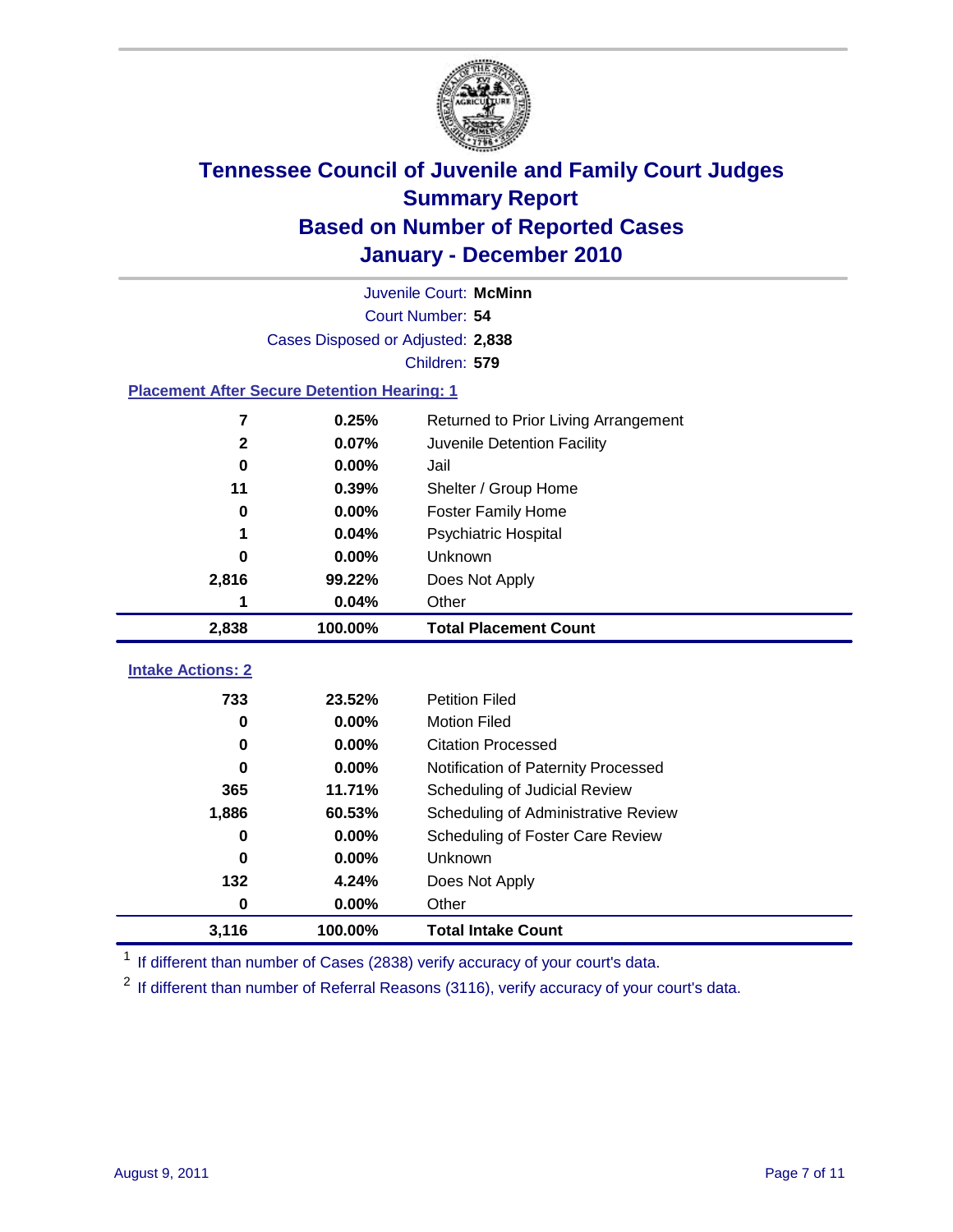# Tennessee Council of Juvenile and Family Court Judges
## Summary Report
## Based on Number of Reported Cases
## January - December 2010

Juvenile Court: **McMinn**
Court Number: **54**
Cases Disposed or Adjusted: **2,838**
Children: **579**

### Placement After Secure Detention Hearing: 1

| Count | Percent | Placement |
|---|---|---|
| 7 | 0.25% | Returned to Prior Living Arrangement |
| 2 | 0.07% | Juvenile Detention Facility |
| 0 | 0.00% | Jail |
| 11 | 0.39% | Shelter / Group Home |
| 0 | 0.00% | Foster Family Home |
| 1 | 0.04% | Psychiatric Hospital |
| 0 | 0.00% | Unknown |
| 2,816 | 99.22% | Does Not Apply |
| 1 | 0.04% | Other |
| **2,838** | **100.00%** | **Total Placement Count** |

### Intake Actions: 2

| Count | Percent | Intake Action |
|---|---|---|
| 733 | 23.52% | Petition Filed |
| 0 | 0.00% | Motion Filed |
| 0 | 0.00% | Citation Processed |
| 0 | 0.00% | Notification of Paternity Processed |
| 365 | 11.71% | Scheduling of Judicial Review |
| 1,886 | 60.53% | Scheduling of Administrative Review |
| 0 | 0.00% | Scheduling of Foster Care Review |
| 0 | 0.00% | Unknown |
| 132 | 4.24% | Does Not Apply |
| 0 | 0.00% | Other |
| **3,116** | **100.00%** | **Total Intake Count** |

[1] If different than number of Cases (2838) verify accuracy of your court's data.

[2] If different than number of Referral Reasons (3116), verify accuracy of your court's data.

August 9, 2011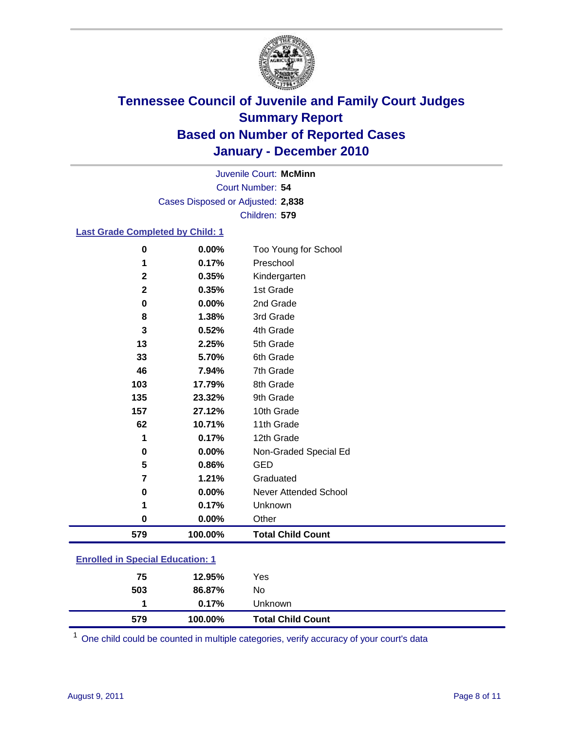# Tennessee Council of Juvenile and Family Court Judges
## Summary Report
## Based on Number of Reported Cases
## January - December 2010

Juvenile Court: **McMinn**

Court Number: **54**

Cases Disposed or Adjusted: **2,838**

Children: **579**

### Last Grade Completed by Child: 1

| Count | Percent | Category |
|---|---|---|
| 0 | 0.00% | Too Young for School |
| 1 | 0.17% | Preschool |
| 2 | 0.35% | Kindergarten |
| 2 | 0.35% | 1st Grade |
| 0 | 0.00% | 2nd Grade |
| 8 | 1.38% | 3rd Grade |
| 3 | 0.52% | 4th Grade |
| 13 | 2.25% | 5th Grade |
| 33 | 5.70% | 6th Grade |
| 46 | 7.94% | 7th Grade |
| 103 | 17.79% | 8th Grade |
| 135 | 23.32% | 9th Grade |
| 157 | 27.12% | 10th Grade |
| 62 | 10.71% | 11th Grade |
| 1 | 0.17% | 12th Grade |
| 0 | 0.00% | Non-Graded Special Ed |
| 5 | 0.86% | GED |
| 7 | 1.21% | Graduated |
| 0 | 0.00% | Never Attended School |
| 1 | 0.17% | Unknown |
| 0 | 0.00% | Other |
| **579** | **100.00%** | **Total Child Count** |

### Enrolled in Special Education: 1

| Count | Percent | Category |
|---|---|---|
| 75 | 12.95% | Yes |
| 503 | 86.87% | No |
| 1 | 0.17% | Unknown |
| **579** | **100.00%** | **Total Child Count** |

[1] One child could be counted in multiple categories, verify accuracy of your court's data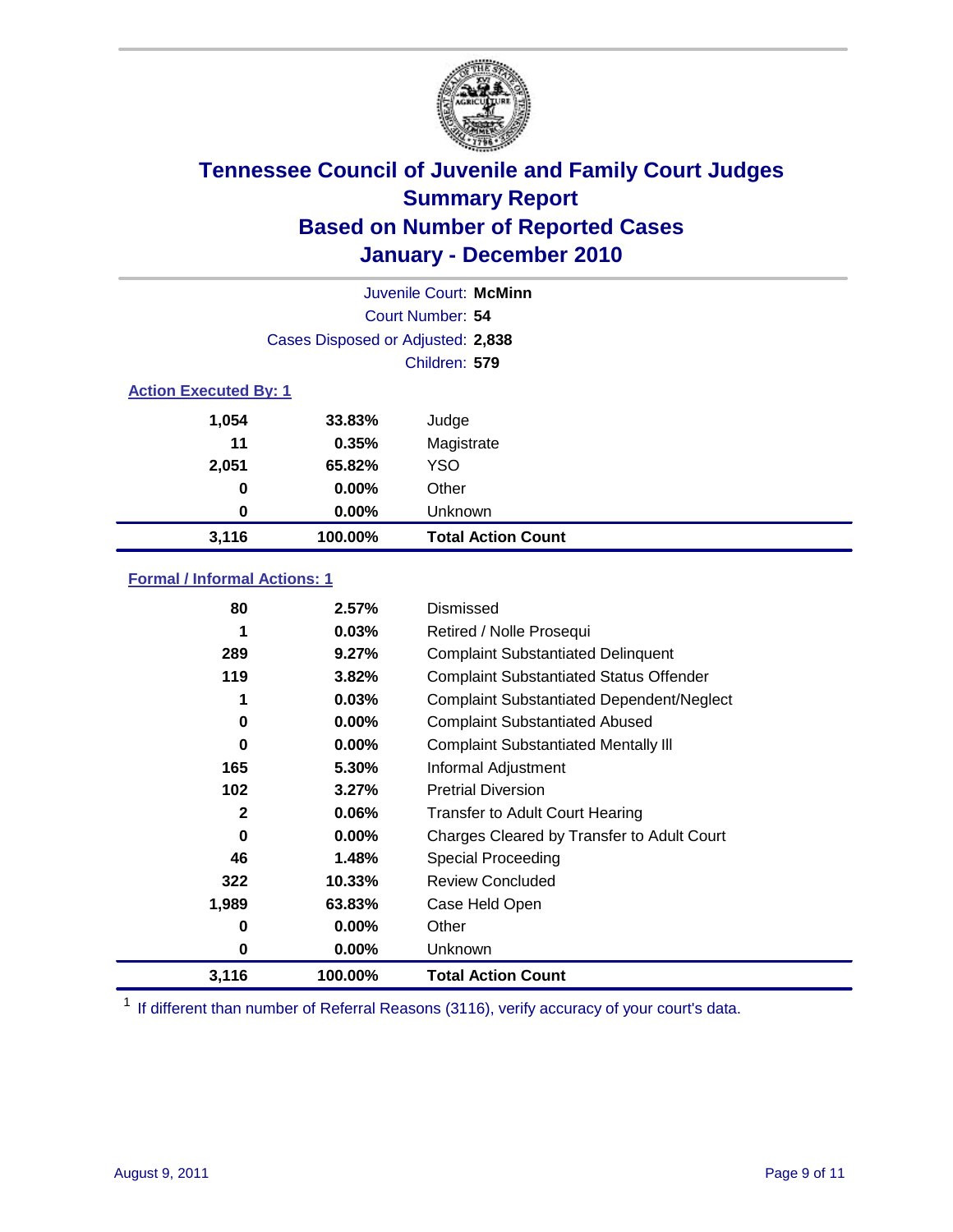# Tennessee Council of Juvenile and Family Court Judges
## Summary Report
## Based on Number of Reported Cases
## January - December 2010

Juvenile Court: **McMinn**
Court Number: **54**
Cases Disposed or Adjusted: **2,838**
Children: **579**

### Action Executed By: 1

| Count | Percent | Action |
|---|---|---|
| 1,054 | 33.83% | Judge |
| 11 | 0.35% | Magistrate |
| 2,051 | 65.82% | YSO |
| 0 | 0.00% | Other |
| 0 | 0.00% | Unknown |
| **3,116** | **100.00%** | **Total Action Count** |

### Formal / Informal Actions: 1

| Count | Percent | Action |
|---|---|---|
| 80 | 2.57% | Dismissed |
| 1 | 0.03% | Retired / Nolle Prosequi |
| 289 | 9.27% | Complaint Substantiated Delinquent |
| 119 | 3.82% | Complaint Substantiated Status Offender |
| 1 | 0.03% | Complaint Substantiated Dependent/Neglect |
| 0 | 0.00% | Complaint Substantiated Abused |
| 0 | 0.00% | Complaint Substantiated Mentally Ill |
| 165 | 5.30% | Informal Adjustment |
| 102 | 3.27% | Pretrial Diversion |
| 2 | 0.06% | Transfer to Adult Court Hearing |
| 0 | 0.00% | Charges Cleared by Transfer to Adult Court |
| 46 | 1.48% | Special Proceeding |
| 322 | 10.33% | Review Concluded |
| 1,989 | 63.83% | Case Held Open |
| 0 | 0.00% | Other |
| 0 | 0.00% | Unknown |
| **3,116** | **100.00%** | **Total Action Count** |

[1] If different than number of Referral Reasons (3116), verify accuracy of your court's data.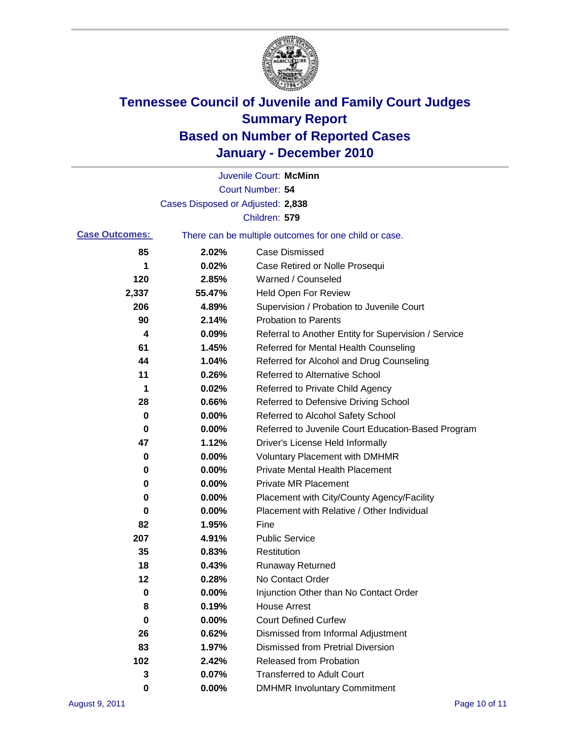# Tennessee Council of Juvenile and Family Court Judges
# Summary Report
# Based on Number of Reported Cases
# January - December 2010

Juvenile Court: **McMinn**

Court Number: **54**

Cases Disposed or Adjusted: **2,838**

Children: **579**

**Case Outcomes:** There can be multiple outcomes for one child or case.

| Count | Percent | Outcome |
|---|---|---|
| 85 | 2.02% | Case Dismissed |
| 1 | 0.02% | Case Retired or Nolle Prosequi |
| 120 | 2.85% | Warned / Counseled |
| 2,337 | 55.47% | Held Open For Review |
| 206 | 4.89% | Supervision / Probation to Juvenile Court |
| 90 | 2.14% | Probation to Parents |
| 4 | 0.09% | Referral to Another Entity for Supervision / Service |
| 61 | 1.45% | Referred for Mental Health Counseling |
| 44 | 1.04% | Referred for Alcohol and Drug Counseling |
| 11 | 0.26% | Referred to Alternative School |
| 1 | 0.02% | Referred to Private Child Agency |
| 28 | 0.66% | Referred to Defensive Driving School |
| 0 | 0.00% | Referred to Alcohol Safety School |
| 0 | 0.00% | Referred to Juvenile Court Education-Based Program |
| 47 | 1.12% | Driver's License Held Informally |
| 0 | 0.00% | Voluntary Placement with DMHMR |
| 0 | 0.00% | Private Mental Health Placement |
| 0 | 0.00% | Private MR Placement |
| 0 | 0.00% | Placement with City/County Agency/Facility |
| 0 | 0.00% | Placement with Relative / Other Individual |
| 82 | 1.95% | Fine |
| 207 | 4.91% | Public Service |
| 35 | 0.83% | Restitution |
| 18 | 0.43% | Runaway Returned |
| 12 | 0.28% | No Contact Order |
| 0 | 0.00% | Injunction Other than No Contact Order |
| 8 | 0.19% | House Arrest |
| 0 | 0.00% | Court Defined Curfew |
| 26 | 0.62% | Dismissed from Informal Adjustment |
| 83 | 1.97% | Dismissed from Pretrial Diversion |
| 102 | 2.42% | Released from Probation |
| 3 | 0.07% | Transferred to Adult Court |
| 0 | 0.00% | DMHMR Involuntary Commitment |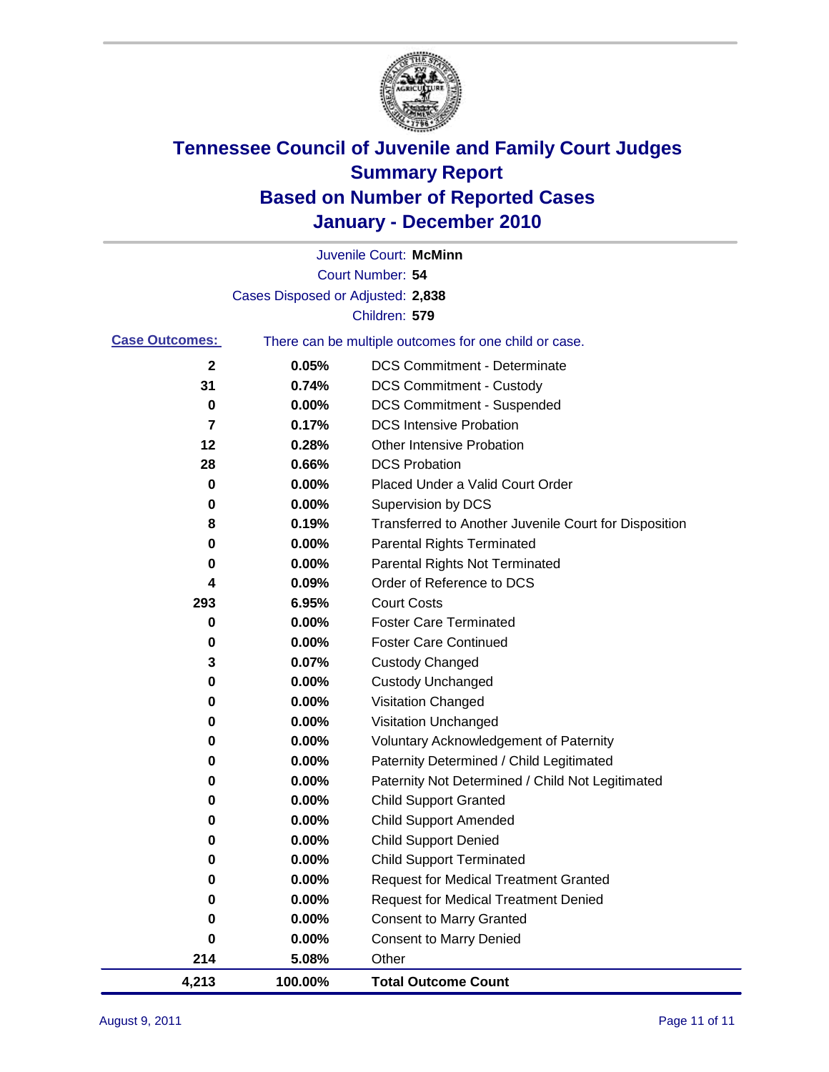# Tennessee Council of Juvenile and Family Court Judges
## Summary Report
## Based on Number of Reported Cases
## January - December 2010

Juvenile Court: **McMinn**

Court Number: **54**

Cases Disposed or Adjusted: **2,838**

Children: **579**

**Case Outcomes:** There can be multiple outcomes for one child or case.

| | | |
|---|---|---|
| 2 | 0.05% | DCS Commitment - Determinate |
| 31 | 0.74% | DCS Commitment - Custody |
| 0 | 0.00% | DCS Commitment - Suspended |
| 7 | 0.17% | DCS Intensive Probation |
| 12 | 0.28% | Other Intensive Probation |
| 28 | 0.66% | DCS Probation |
| 0 | 0.00% | Placed Under a Valid Court Order |
| 0 | 0.00% | Supervision by DCS |
| 8 | 0.19% | Transferred to Another Juvenile Court for Disposition |
| 0 | 0.00% | Parental Rights Terminated |
| 0 | 0.00% | Parental Rights Not Terminated |
| 4 | 0.09% | Order of Reference to DCS |
| 293 | 6.95% | Court Costs |
| 0 | 0.00% | Foster Care Terminated |
| 0 | 0.00% | Foster Care Continued |
| 3 | 0.07% | Custody Changed |
| 0 | 0.00% | Custody Unchanged |
| 0 | 0.00% | Visitation Changed |
| 0 | 0.00% | Visitation Unchanged |
| 0 | 0.00% | Voluntary Acknowledgement of Paternity |
| 0 | 0.00% | Paternity Determined / Child Legitimated |
| 0 | 0.00% | Paternity Not Determined / Child Not Legitimated |
| 0 | 0.00% | Child Support Granted |
| 0 | 0.00% | Child Support Amended |
| 0 | 0.00% | Child Support Denied |
| 0 | 0.00% | Child Support Terminated |
| 0 | 0.00% | Request for Medical Treatment Granted |
| 0 | 0.00% | Request for Medical Treatment Denied |
| 0 | 0.00% | Consent to Marry Granted |
| 0 | 0.00% | Consent to Marry Denied |
| 214 | 5.08% | Other |
| **4,213** | **100.00%** | **Total Outcome Count** |

August 9, 2011